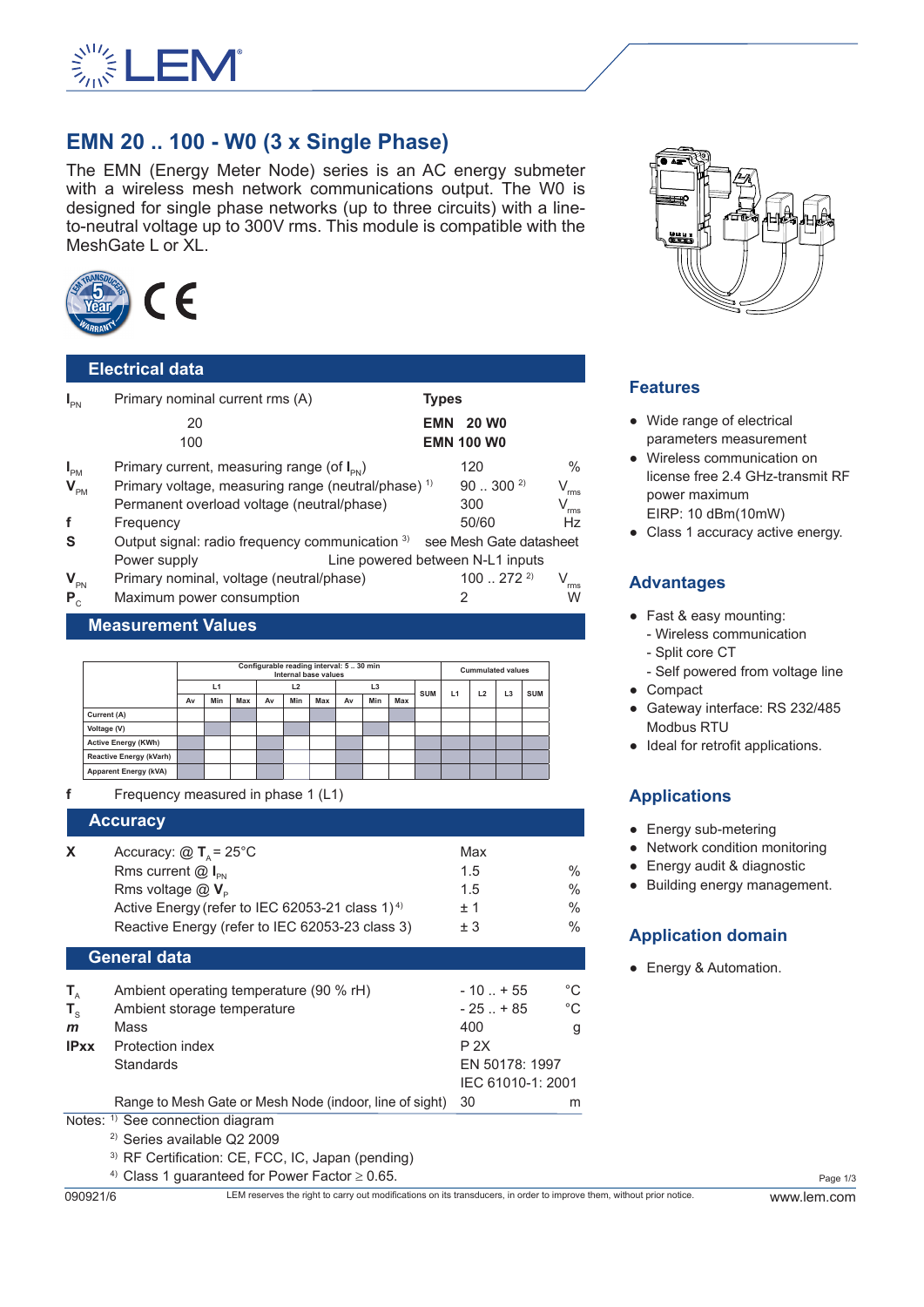# EMN 20 .. 100 - W0 (3 x Single Phase)

The EMN (Energy Meter Node) series is an AC energy submeter with a wireless mesh network communications output. The W0 is designed for single phase networks (up to three circuits) with a line-to-neutral voltage up to 300V rms. This module is compatible with the MeshGate L or XL.

## Electrical data

| | | Types | |
|---|---|---|---|
| $I_{PN}$ | Primary nominal current rms (A) | | |
| | 20 | **EMN 20 W0** | |
| | 100 | **EMN 100 W0** | |
| $I_{PM}$ | Primary current, measuring range (of $I_{PN}$) | 120 | % |
| $V_{PM}$ | Primary voltage, measuring range (neutral/phase) [1] | 90 .. 300 [2] | $V_{rms}$ |
| | Permanent overload voltage (neutral/phase) | 300 | $V_{rms}$ |
| f | Frequency | 50/60 | Hz |
| S | Output signal: radio frequency communication [3] | see Mesh Gate datasheet | |
| | Power supply | Line powered between N-L1 inputs | |
| $V_{PN}$ | Primary nominal, voltage (neutral/phase) | 100 .. 272 [2] | $V_{rms}$ |
| $P_C$ | Maximum power consumption | 2 | W |

## Measurement Values

| | Configurable reading interval: 5 .. 30 min Internal base values | | | | | | | | | | Cummulated values | | | |
|---|---|---|---|---|---|---|---|---|---|---|---|---|---|---|
| | L1 | | | L2 | | | L3 | | | SUM | L1 | L2 | L3 | SUM |
| | Av | Min | Max | Av | Min | Max | Av | Min | Max | | | | | |
| Current (A) | | | | | | | | | | | | | | |
| Voltage (V) | | | | | | | | | | | | | | |
| Active Energy (KWh) | | | | | | | | | | | | | | |
| Reactive Energy (kVarh) | | | | | | | | | | | | | | |
| Apparent Energy (kVA) | | | | | | | | | | | | | | |

f Frequency measured in phase 1 (L1)

## Accuracy

| | | | |
|---|---|---|---|
| X | Accuracy: @ $T_A$ = 25°C | Max | |
| | Rms current @ $I_{PN}$ | 1.5 | % |
| | Rms voltage @ $V_P$ | 1.5 | % |
| | Active Energy (refer to IEC 62053-21 class 1) [4] | ± 1 | % |
| | Reactive Energy (refer to IEC 62053-23 class 3) | ± 3 | % |

## General data

| | | | |
|---|---|---|---|
| $T_A$ | Ambient operating temperature (90 % rH) | - 10 .. + 55 | °C |
| $T_S$ | Ambient storage temperature | - 25 .. + 85 | °C |
| *m* | Mass | 400 | g |
| IPxx | Protection index | P 2X | |
| | Standards | EN 50178: 1997 | |
| | | IEC 61010-1: 2001 | |
| | Range to Mesh Gate or Mesh Node (indoor, line of sight) | 30 | m |

Notes: [1] See connection diagram
[2] Series available Q2 2009
[3] RF Certification: CE, FCC, IC, Japan (pending)
[4] Class 1 guaranteed for Power Factor ≥ 0.65.

## Features

- Wide range of electrical parameters measurement
- Wireless communication on license free 2.4 GHz-transmit RF power maximum EIRP: 10 dBm(10mW)
- Class 1 accuracy active energy.

## Advantages

- Fast & easy mounting:
  - Wireless communication
  - Split core CT
  - Self powered from voltage line
- Compact
- Gateway interface: RS 232/485 Modbus RTU
- Ideal for retrofit applications.

## Applications

- Energy sub-metering
- Network condition monitoring
- Energy audit & diagnostic
- Building energy management.

## Application domain

- Energy & Automation.

090921/6 LEM reserves the right to carry out modifications on its transducers, in order to improve them, without prior notice. www.lem.com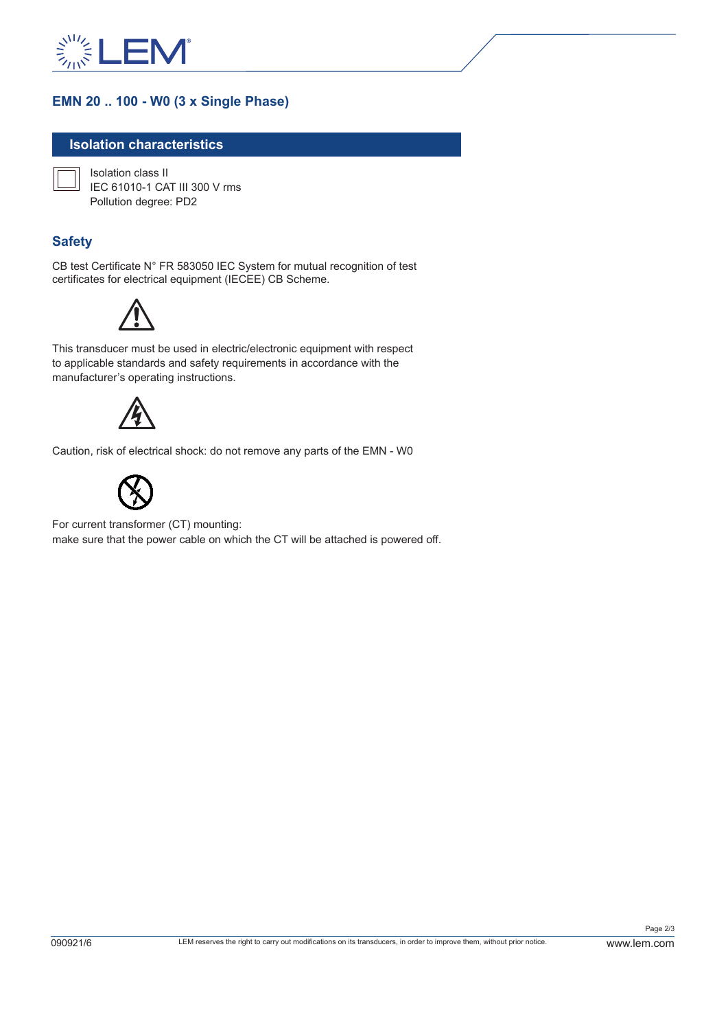## EMN 20 .. 100 - W0 (3 x Single Phase)

### Isolation characteristics

Isolation class II
IEC 61010-1 CAT III 300 V rms
Pollution degree: PD2

### Safety

CB test Certificate N° FR 583050 IEC System for mutual recognition of test certificates for electrical equipment (IECEE) CB Scheme.

This transducer must be used in electric/electronic equipment with respect to applicable standards and safety requirements in accordance with the manufacturer's operating instructions.

Caution, risk of electrical shock: do not remove any parts of the EMN - W0

For current transformer (CT) mounting:
make sure that the power cable on which the CT will be attached is powered off.

090921/6

LEM reserves the right to carry out modifications on its transducers, in order to improve them, without prior notice.

www.lem.com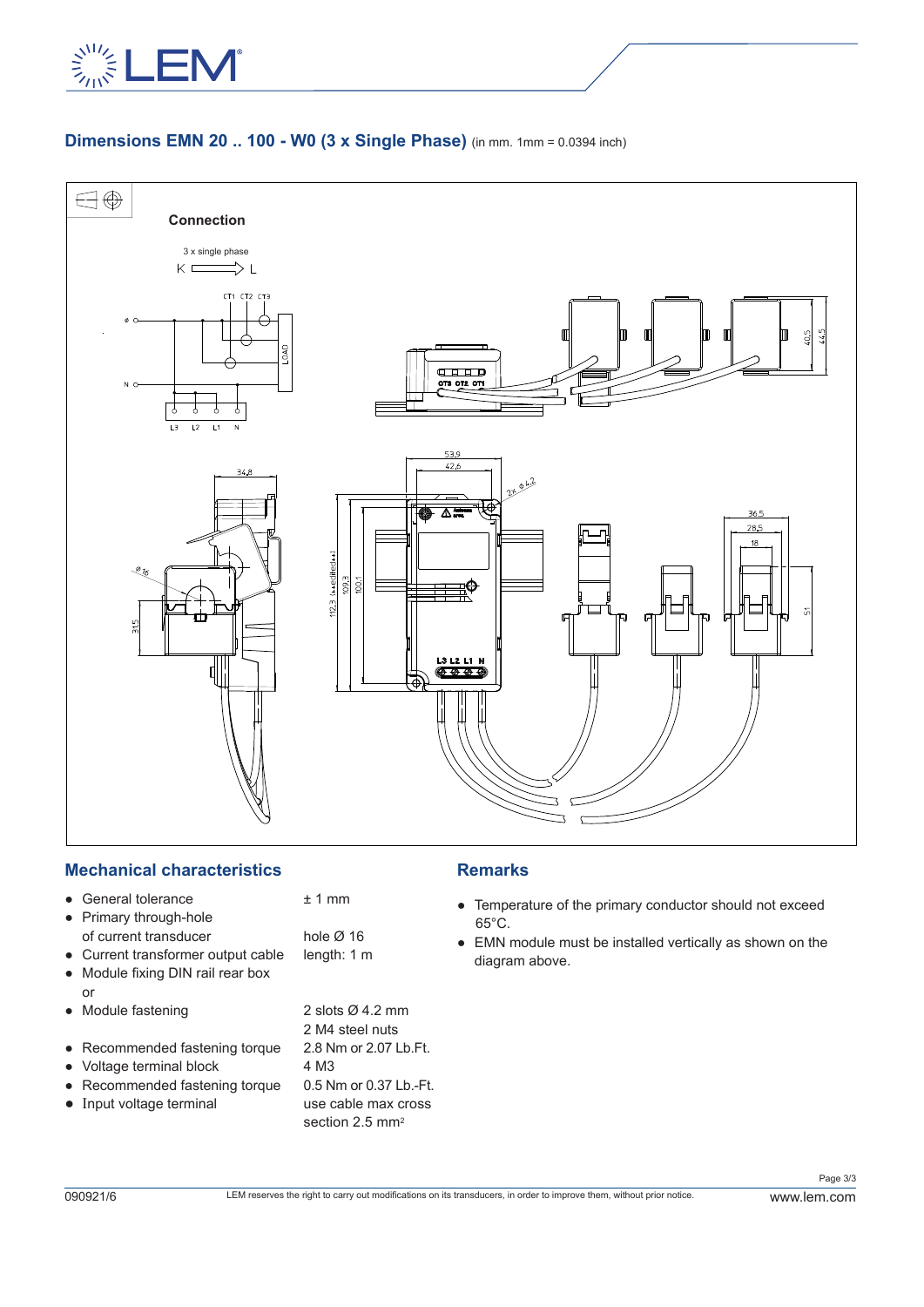## Dimensions EMN 20 .. 100 - W0 (3 x Single Phase) (in mm. 1mm = 0.0394 inch)

Connection

3 x single phase

K L

CT1 CT2 CT3

LOAD

N

L3 L2 L1 N

CT3 CT2 CT1

40,5

44,5

53,9

42,6

2x ϕ 4,2

34,8

ϕ 16

31,5

112,3 (+sealed)

109,3

100,1

L3 L2 L1 N

36,5

28,5

18

51

## Mechanical characteristics

- General tolerance ± 1 mm
- Primary through-hole of current transducer hole Ø 16
- Current transformer output cable length: 1 m
- Module fixing DIN rail rear box or
- Module fastening 2 slots Ø 4.2 mm, 2 M4 steel nuts
- Recommended fastening torque 2.8 Nm or 2.07 Lb.Ft.
- Voltage terminal block 4 M3
- Recommended fastening torque 0.5 Nm or 0.37 Lb.-Ft.
- Input voltage terminal use cable max cross section 2.5 $mm^2$

## Remarks

- Temperature of the primary conductor should not exceed 65°C.
- EMN module must be installed vertically as shown on the diagram above.

090921/6

LEM reserves the right to carry out modifications on its transducers, in order to improve them, without prior notice.

www.lem.com